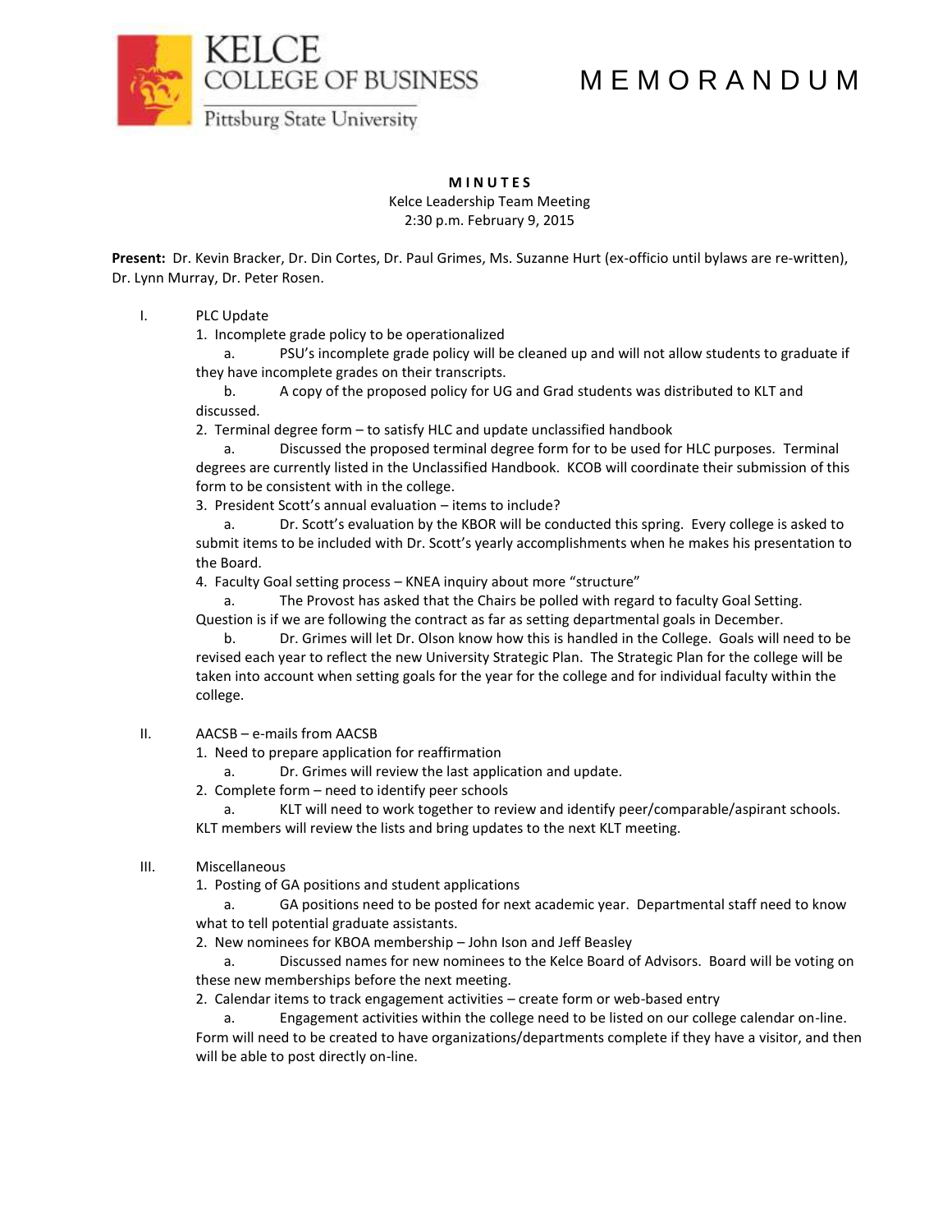KELCE COLLEGE OF BUSINESS
Pittsburg State University

# MEMORANDUM

**MINUTES**
Kelce Leadership Team Meeting
2:30 p.m. February 9, 2015

**Present:** Dr. Kevin Bracker, Dr. Din Cortes, Dr. Paul Grimes, Ms. Suzanne Hurt (ex-officio until bylaws are re-written), Dr. Lynn Murray, Dr. Peter Rosen.

I. PLC Update

1. Incomplete grade policy to be operationalized
    a. PSU's incomplete grade policy will be cleaned up and will not allow students to graduate if they have incomplete grades on their transcripts.
    b. A copy of the proposed policy for UG and Grad students was distributed to KLT and discussed.
2. Terminal degree form – to satisfy HLC and update unclassified handbook
    a. Discussed the proposed terminal degree form for to be used for HLC purposes. Terminal degrees are currently listed in the Unclassified Handbook. KCOB will coordinate their submission of this form to be consistent with in the college.
3. President Scott's annual evaluation – items to include?
    a. Dr. Scott's evaluation by the KBOR will be conducted this spring. Every college is asked to submit items to be included with Dr. Scott's yearly accomplishments when he makes his presentation to the Board.
4. Faculty Goal setting process – KNEA inquiry about more "structure"
    a. The Provost has asked that the Chairs be polled with regard to faculty Goal Setting. Question is if we are following the contract as far as setting departmental goals in December.
    b. Dr. Grimes will let Dr. Olson know how this is handled in the College. Goals will need to be revised each year to reflect the new University Strategic Plan. The Strategic Plan for the college will be taken into account when setting goals for the year for the college and for individual faculty within the college.

II. AACSB – e-mails from AACSB

1. Need to prepare application for reaffirmation
    a. Dr. Grimes will review the last application and update.
2. Complete form – need to identify peer schools
    a. KLT will need to work together to review and identify peer/comparable/aspirant schools. KLT members will review the lists and bring updates to the next KLT meeting.

III. Miscellaneous

1. Posting of GA positions and student applications
    a. GA positions need to be posted for next academic year. Departmental staff need to know what to tell potential graduate assistants.
2. New nominees for KBOA membership – John Ison and Jeff Beasley
    a. Discussed names for new nominees to the Kelce Board of Advisors. Board will be voting on these new memberships before the next meeting.
2. Calendar items to track engagement activities – create form or web-based entry
    a. Engagement activities within the college need to be listed on our college calendar on-line. Form will need to be created to have organizations/departments complete if they have a visitor, and then will be able to post directly on-line.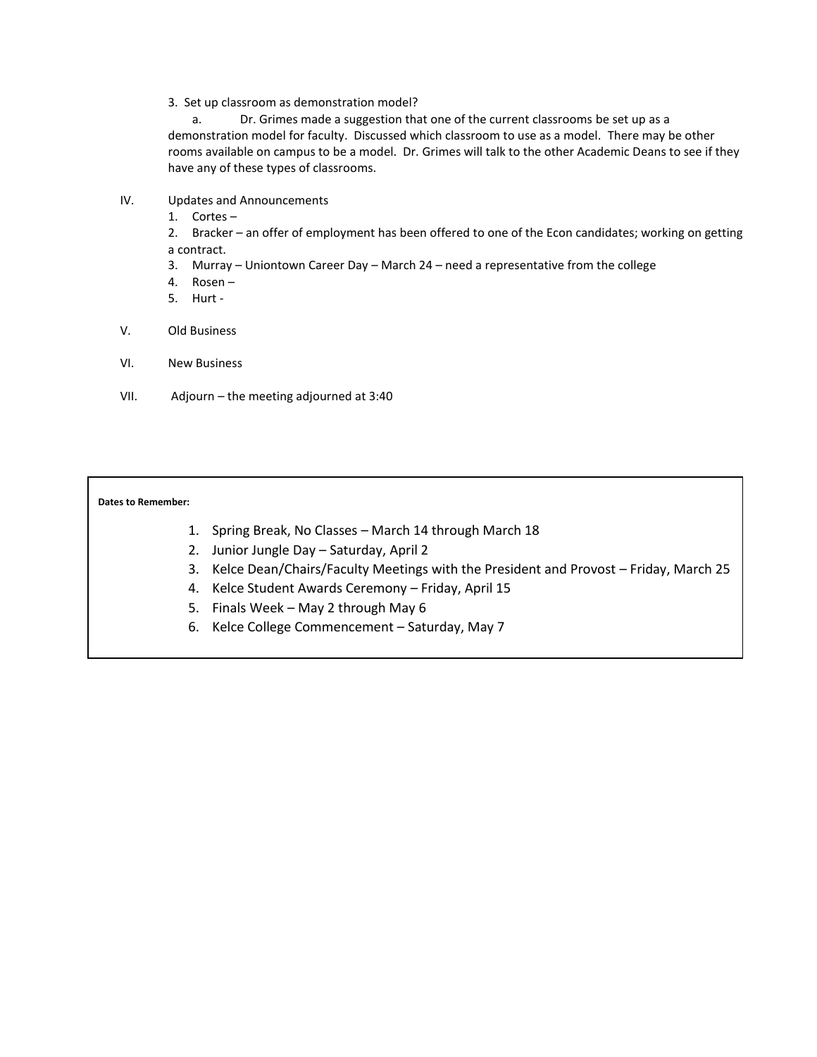3. Set up classroom as demonstration model?

   a. Dr. Grimes made a suggestion that one of the current classrooms be set up as a demonstration model for faculty. Discussed which classroom to use as a model. There may be other rooms available on campus to be a model. Dr. Grimes will talk to the other Academic Deans to see if they have any of these types of classrooms.

IV. Updates and Announcements

1. Cortes –
2. Bracker – an offer of employment has been offered to one of the Econ candidates; working on getting a contract.
3. Murray – Uniontown Career Day – March 24 – need a representative from the college
4. Rosen –
5. Hurt -

V. Old Business

VI. New Business

VII. Adjourn – the meeting adjourned at 3:40

**Dates to Remember:**

1. Spring Break, No Classes – March 14 through March 18
2. Junior Jungle Day – Saturday, April 2
3. Kelce Dean/Chairs/Faculty Meetings with the President and Provost – Friday, March 25
4. Kelce Student Awards Ceremony – Friday, April 15
5. Finals Week – May 2 through May 6
6. Kelce College Commencement – Saturday, May 7